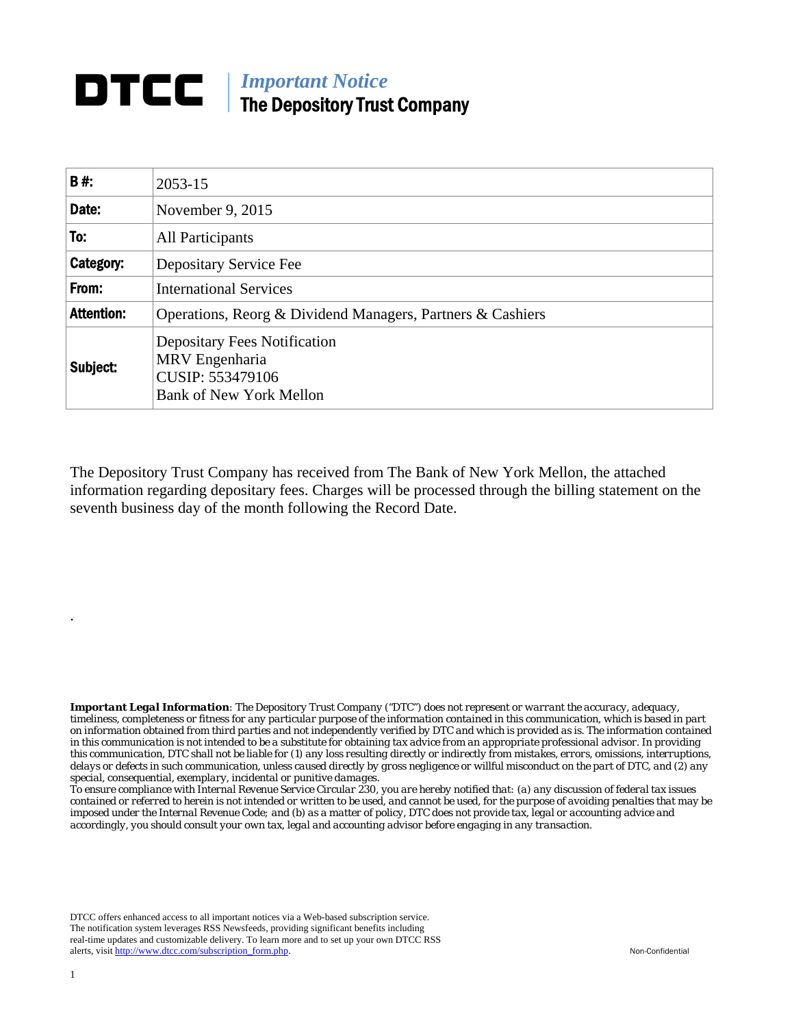# DTCC | *Important Notice*
## The Depository Trust Company

| **B #:** | 2053-15 |
|---|---|
| **Date:** | November 9, 2015 |
| **To:** | All Participants |
| **Category:** | Depositary Service Fee |
| **From:** | International Services |
| **Attention:** | Operations, Reorg & Dividend Managers, Partners & Cashiers |
| **Subject:** | Depositary Fees Notification<br>MRV Engenharia<br>CUSIP: 553479106<br>Bank of New York Mellon |

The Depository Trust Company has received from The Bank of New York Mellon, the attached information regarding depositary fees. Charges will be processed through the billing statement on the seventh business day of the month following the Record Date.

.

***Important Legal Information**: The Depository Trust Company ("DTC") does not represent or warrant the accuracy, adequacy, timeliness, completeness or fitness for any particular purpose of the information contained in this communication, which is based in part on information obtained from third parties and not independently verified by DTC and which is provided as is. The information contained in this communication is not intended to be a substitute for obtaining tax advice from an appropriate professional advisor. In providing this communication, DTC shall not be liable for (1) any loss resulting directly or indirectly from mistakes, errors, omissions, interruptions, delays or defects in such communication, unless caused directly by gross negligence or willful misconduct on the part of DTC, and (2) any special, consequential, exemplary, incidental or punitive damages.*

*To ensure compliance with Internal Revenue Service Circular 230, you are hereby notified that: (a) any discussion of federal tax issues contained or referred to herein is not intended or written to be used, and cannot be used, for the purpose of avoiding penalties that may be imposed under the Internal Revenue Code; and (b) as a matter of policy, DTC does not provide tax, legal or accounting advice and accordingly, you should consult your own tax, legal and accounting advisor before engaging in any transaction.*

DTCC offers enhanced access to all important notices via a Web-based subscription service. The notification system leverages RSS Newsfeeds, providing significant benefits including real-time updates and customizable delivery. To learn more and to set up your own DTCC RSS alerts, visit http://www.dtcc.com/subscription_form.php.

Non-Confidential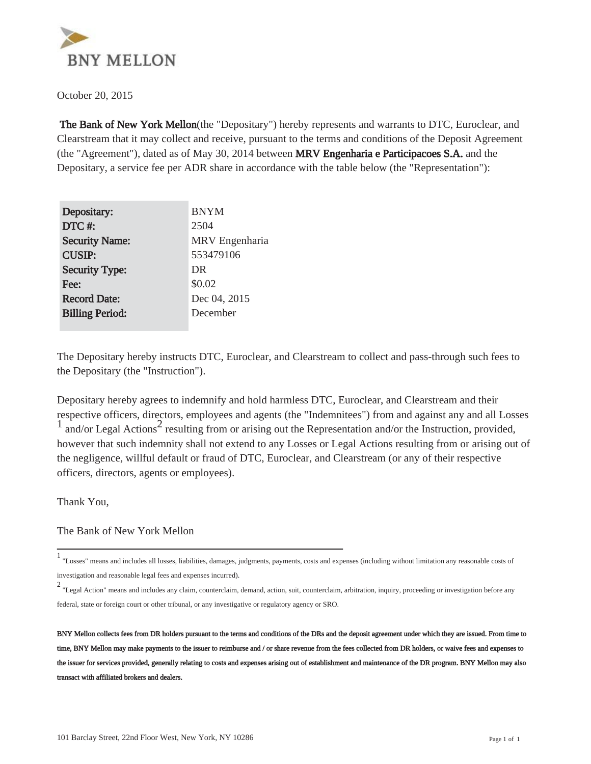BNY MELLON

October 20, 2015

**The Bank of New York Mellon**(the "Depositary") hereby represents and warrants to DTC, Euroclear, and Clearstream that it may collect and receive, pursuant to the terms and conditions of the Deposit Agreement (the "Agreement"), dated as of May 30, 2014 between **MRV Engenharia e Participacoes S.A.** and the Depositary, a service fee per ADR share in accordance with the table below (the "Representation"):

| | |
|---|---|
| **Depositary:** | BNYM |
| **DTC #:** | 2504 |
| **Security Name:** | MRV Engenharia |
| **CUSIP:** | 553479106 |
| **Security Type:** | DR |
| **Fee:** | $0.02 |
| **Record Date:** | Dec 04, 2015 |
| **Billing Period:** | December |

The Depositary hereby instructs DTC, Euroclear, and Clearstream to collect and pass-through such fees to the Depositary (the "Instruction").

Depositary hereby agrees to indemnify and hold harmless DTC, Euroclear, and Clearstream and their respective officers, directors, employees and agents (the "Indemnitees") from and against any and all Losses [1] and/or Legal Actions[2] resulting from or arising out the Representation and/or the Instruction, provided, however that such indemnity shall not extend to any Losses or Legal Actions resulting from or arising out of the negligence, willful default or fraud of DTC, Euroclear, and Clearstream (or any of their respective officers, directors, agents or employees).

Thank You,

The Bank of New York Mellon

---

[1] "Losses" means and includes all losses, liabilities, damages, judgments, payments, costs and expenses (including without limitation any reasonable costs of investigation and reasonable legal fees and expenses incurred).

[2] "Legal Action" means and includes any claim, counterclaim, demand, action, suit, counterclaim, arbitration, inquiry, proceeding or investigation before any federal, state or foreign court or other tribunal, or any investigative or regulatory agency or SRO.

**BNY Mellon collects fees from DR holders pursuant to the terms and conditions of the DRs and the deposit agreement under which they are issued. From time to time, BNY Mellon may make payments to the issuer to reimburse and / or share revenue from the fees collected from DR holders, or waive fees and expenses to the issuer for services provided, generally relating to costs and expenses arising out of establishment and maintenance of the DR program. BNY Mellon may also transact with affiliated brokers and dealers.**

101 Barclay Street, 22nd Floor West, New York, NY 10286